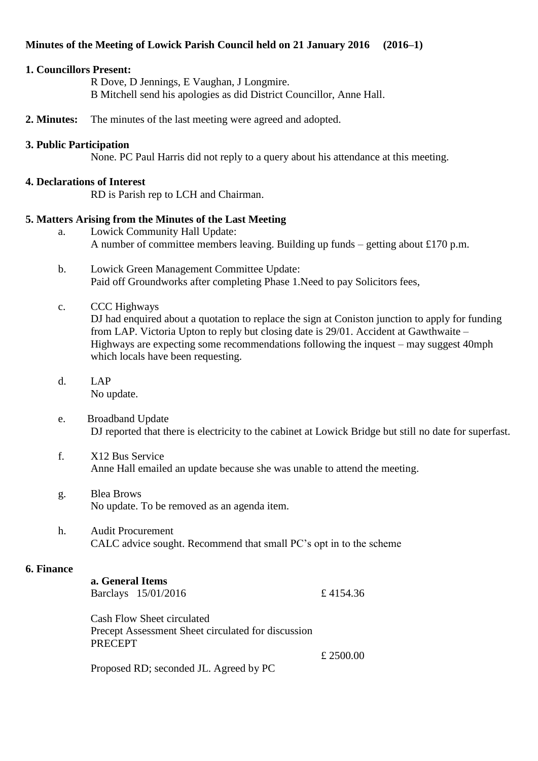**Minutes of the Meeting of Lowick Parish Council held on 21 January 2016 (2016–1)**

**1. Councillors Present:**

R Dove, D Jennings, E Vaughan, J Longmire.
B Mitchell send his apologies as did District Councillor, Anne Hall.

**2. Minutes:** The minutes of the last meeting were agreed and adopted.

**3. Public Participation**

None. PC Paul Harris did not reply to a query about his attendance at this meeting.

**4. Declarations of Interest**

RD is Parish rep to LCH and Chairman.

**5. Matters Arising from the Minutes of the Last Meeting**

a. Lowick Community Hall Update:
A number of committee members leaving. Building up funds – getting about £170 p.m.

b. Lowick Green Management Committee Update:
Paid off Groundworks after completing Phase 1.Need to pay Solicitors fees,

c. CCC Highways
DJ had enquired about a quotation to replace the sign at Coniston junction to apply for funding from LAP. Victoria Upton to reply but closing date is 29/01. Accident at Gawthwaite – Highways are expecting some recommendations following the inquest – may suggest 40mph which locals have been requesting.

d. LAP
No update.

e. Broadband Update
DJ reported that there is electricity to the cabinet at Lowick Bridge but still no date for superfast.

f. X12 Bus Service
Anne Hall emailed an update because she was unable to attend the meeting.

g. Blea Brows
No update. To be removed as an agenda item.

h. Audit Procurement
CALC advice sought. Recommend that small PC's opt in to the scheme

**6. Finance**

**a. General Items**

Barclays 15/01/2016 £ 4154.36

Cash Flow Sheet circulated
Precept Assessment Sheet circulated for discussion
PRECEPT £ 2500.00

Proposed RD; seconded JL. Agreed by PC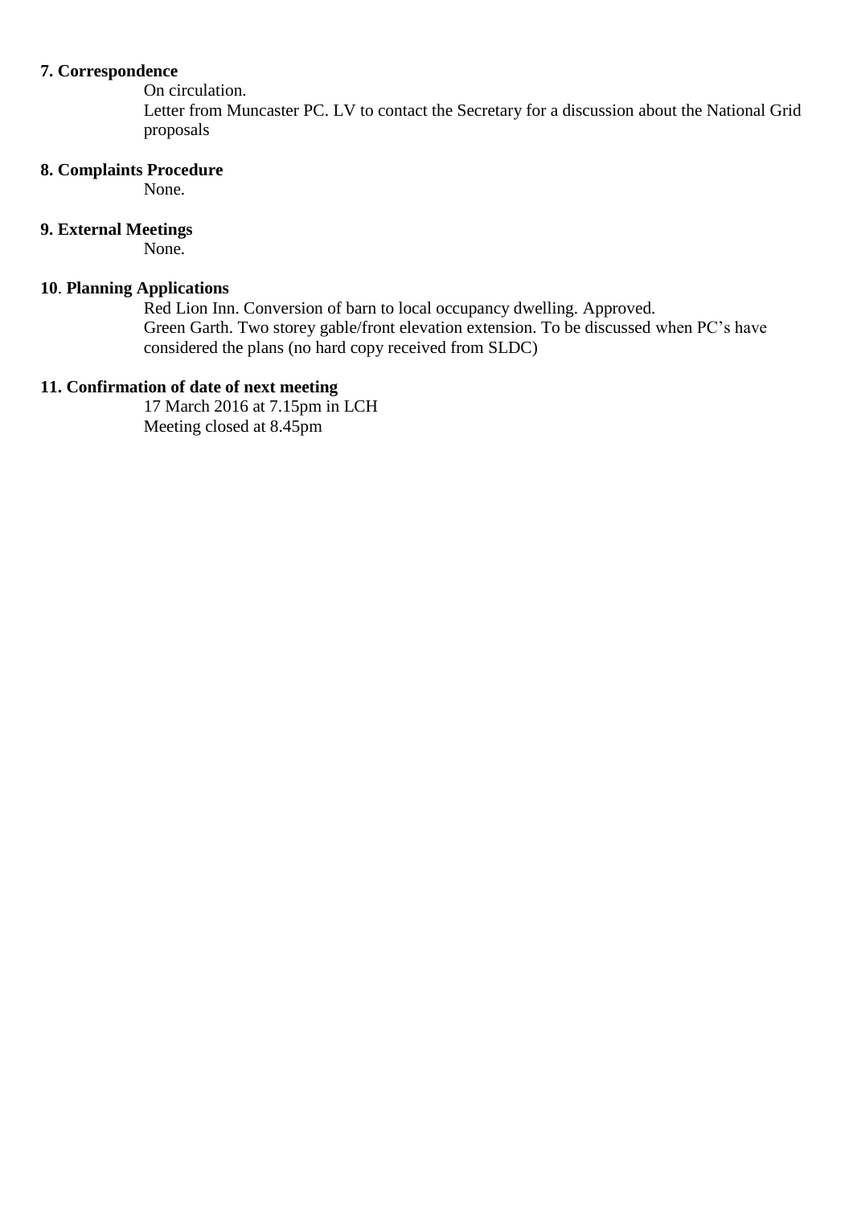**7. Correspondence**

On circulation.

Letter from Muncaster PC. LV to contact the Secretary for a discussion about the National Grid proposals

**8. Complaints Procedure**

None.

**9. External Meetings**

None.

**10**. **Planning Applications**

Red Lion Inn. Conversion of barn to local occupancy dwelling. Approved.

Green Garth. Two storey gable/front elevation extension. To be discussed when PC's have considered the plans (no hard copy received from SLDC)

**11. Confirmation of date of next meeting**

17 March 2016 at 7.15pm in LCH

Meeting closed at 8.45pm